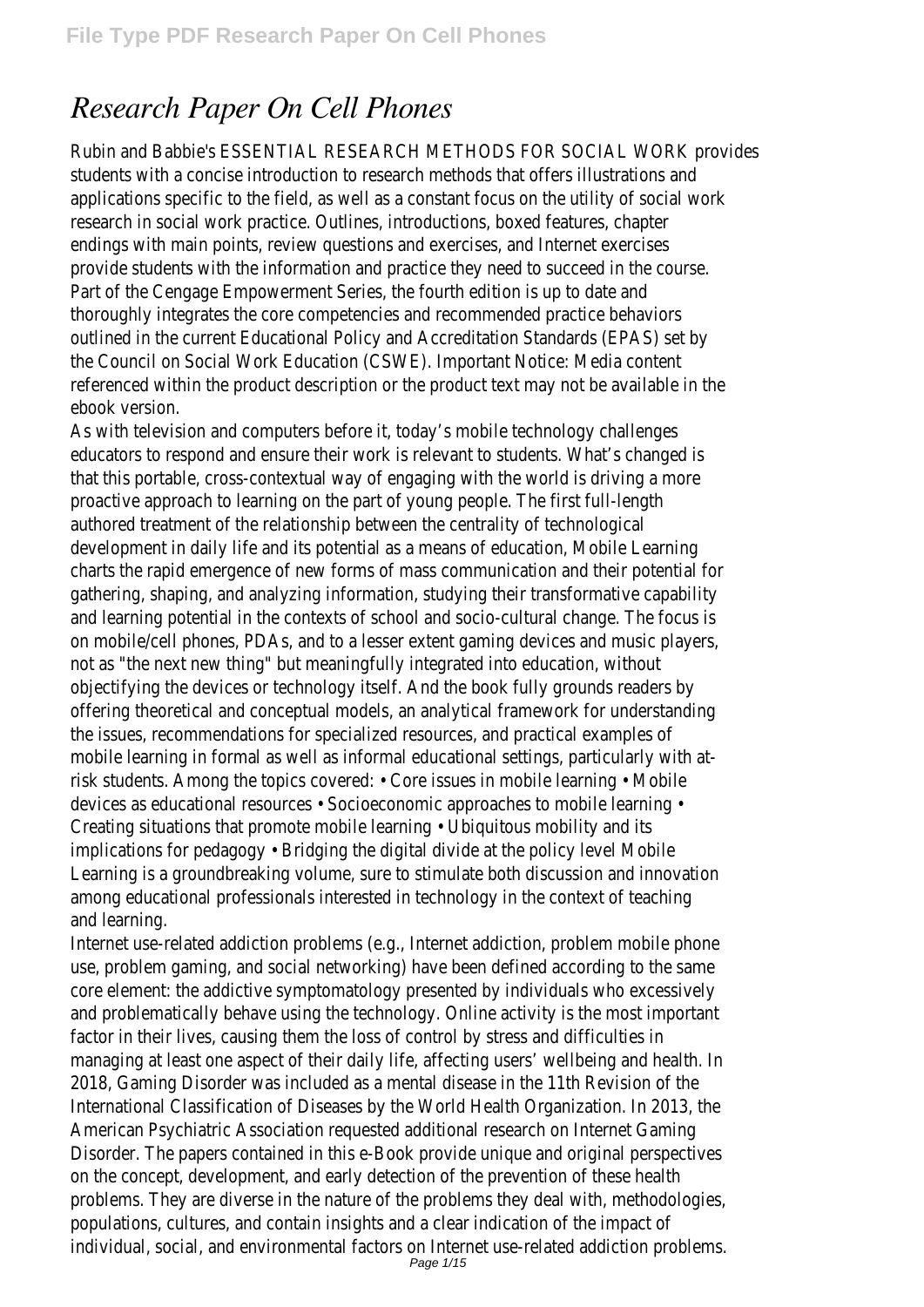# *Research Paper On Cell Phones*

Rubin and Babbie's ESSENTIAL RESEARCH METHODS FOR SOCIAL WORK provides students with a concise introduction to research methods that offers illustrations and applications specific to the field, as well as a constant focus on the utility of social work research in social work practice. Outlines, introductions, boxed features, chapter endings with main points, review questions and exercises, and Internet exercises provide students with the information and practice they need to succeed in the course. Part of the Cengage Empowerment Series, the fourth edition is up to date and thoroughly integrates the core competencies and recommended practice behaviors outlined in the current Educational Policy and Accreditation Standards (EPAS) set by the Council on Social Work Education (CSWE). Important Notice: Media content referenced within the product description or the product text may not be available in the ebook version.

As with television and computers before it, today's mobile technology challenges educators to respond and ensure their work is relevant to students. What's changed is that this portable, cross-contextual way of engaging with the world is driving a more proactive approach to learning on the part of young people. The first full-length authored treatment of the relationship between the centrality of technological development in daily life and its potential as a means of education, Mobile Learning charts the rapid emergence of new forms of mass communication and their potential for gathering, shaping, and analyzing information, studying their transformative capability and learning potential in the contexts of school and socio-cultural change. The focus is on mobile/cell phones, PDAs, and to a lesser extent gaming devices and music players, not as "the next new thing" but meaningfully integrated into education, without objectifying the devices or technology itself. And the book fully grounds readers by offering theoretical and conceptual models, an analytical framework for understanding the issues, recommendations for specialized resources, and practical examples of mobile learning in formal as well as informal educational settings, particularly with at-risk students. Among the topics covered: • Core issues in mobile learning • Mobile devices as educational resources • Socioeconomic approaches to mobile learning • Creating situations that promote mobile learning • Ubiquitous mobility and its implications for pedagogy • Bridging the digital divide at the policy level Mobile Learning is a groundbreaking volume, sure to stimulate both discussion and innovation among educational professionals interested in technology in the context of teaching and learning.

Internet use-related addiction problems (e.g., Internet addiction, problem mobile phone use, problem gaming, and social networking) have been defined according to the same core element: the addictive symptomatology presented by individuals who excessively and problematically behave using the technology. Online activity is the most important factor in their lives, causing them the loss of control by stress and difficulties in managing at least one aspect of their daily life, affecting users' wellbeing and health. In 2018, Gaming Disorder was included as a mental disease in the 11th Revision of the International Classification of Diseases by the World Health Organization. In 2013, the American Psychiatric Association requested additional research on Internet Gaming Disorder. The papers contained in this e-Book provide unique and original perspectives on the concept, development, and early detection of the prevention of these health problems. They are diverse in the nature of the problems they deal with, methodologies, populations, cultures, and contain insights and a clear indication of the impact of individual, social, and environmental factors on Internet use-related addiction problems.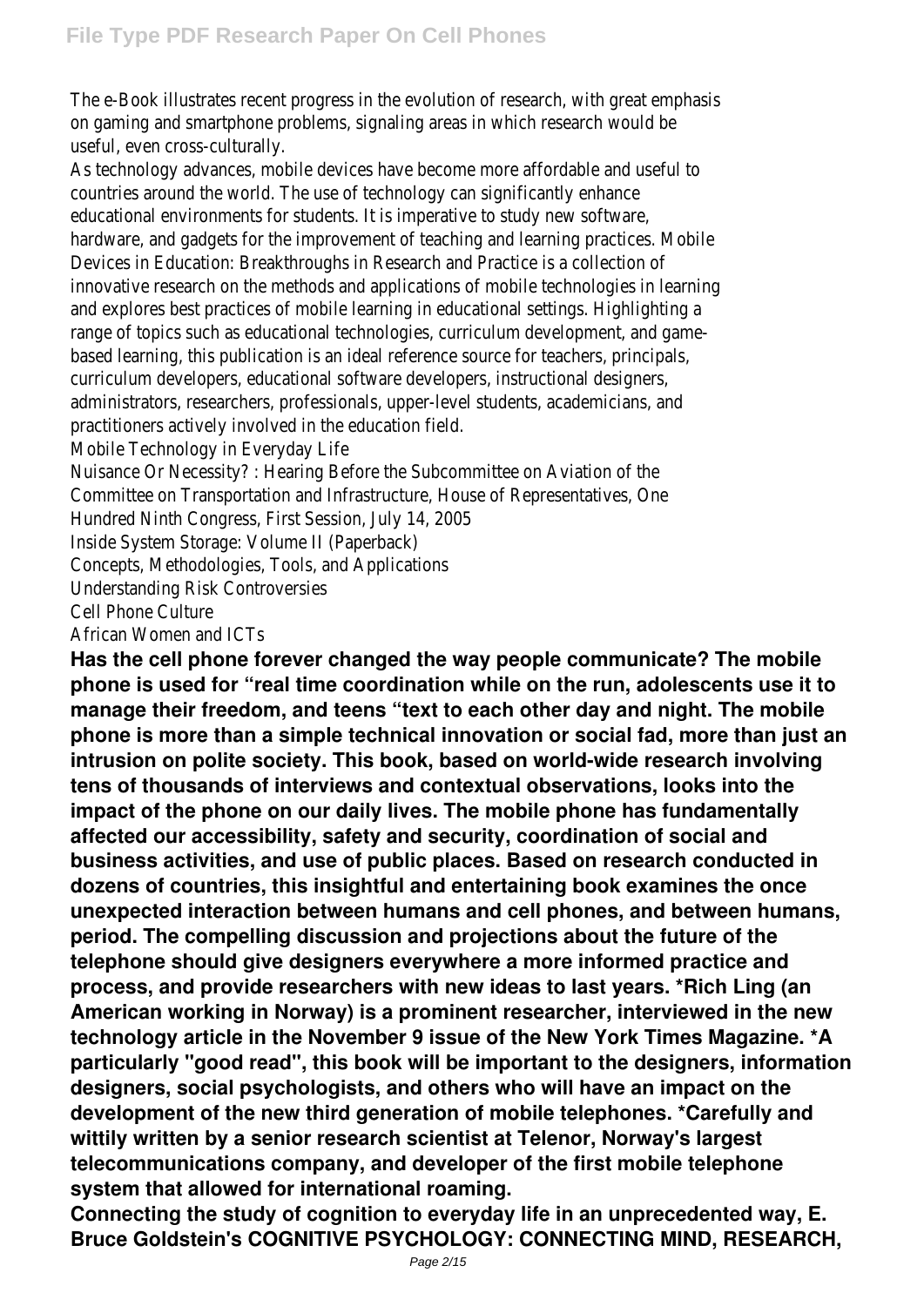The e-Book illustrates recent progress in the evolution of research, with great emphasis on gaming and smartphone problems, signaling areas in which research would be useful, even cross-culturally.

As technology advances, mobile devices have become more affordable and useful to countries around the world. The use of technology can significantly enhance educational environments for students. It is imperative to study new software, hardware, and gadgets for the improvement of teaching and learning practices. Mobile Devices in Education: Breakthroughs in Research and Practice is a collection of innovative research on the methods and applications of mobile technologies in learning and explores best practices of mobile learning in educational settings. Highlighting a range of topics such as educational technologies, curriculum development, and game-based learning, this publication is an ideal reference source for teachers, principals, curriculum developers, educational software developers, instructional designers, administrators, researchers, professionals, upper-level students, academicians, and practitioners actively involved in the education field.

Mobile Technology in Everyday Life

Nuisance Or Necessity? : Hearing Before the Subcommittee on Aviation of the Committee on Transportation and Infrastructure, House of Representatives, One Hundred Ninth Congress, First Session, July 14, 2005

Inside System Storage: Volume II (Paperback)

Concepts, Methodologies, Tools, and Applications

Understanding Risk Controversies

Cell Phone Culture

African Women and ICTs

**Has the cell phone forever changed the way people communicate? The mobile phone is used for "real time coordination while on the run, adolescents use it to manage their freedom, and teens "text to each other day and night. The mobile phone is more than a simple technical innovation or social fad, more than just an intrusion on polite society. This book, based on world-wide research involving tens of thousands of interviews and contextual observations, looks into the impact of the phone on our daily lives. The mobile phone has fundamentally affected our accessibility, safety and security, coordination of social and business activities, and use of public places. Based on research conducted in dozens of countries, this insightful and entertaining book examines the once unexpected interaction between humans and cell phones, and between humans, period. The compelling discussion and projections about the future of the telephone should give designers everywhere a more informed practice and process, and provide researchers with new ideas to last years. *Rich Ling (an American working in Norway) is a prominent researcher, interviewed in the new technology article in the November 9 issue of the New York Times Magazine. *A particularly "good read", this book will be important to the designers, information designers, social psychologists, and others who will have an impact on the development of the new third generation of mobile telephones. *Carefully and wittily written by a senior research scientist at Telenor, Norway's largest telecommunications company, and developer of the first mobile telephone system that allowed for international roaming.**

**Connecting the study of cognition to everyday life in an unprecedented way, E. Bruce Goldstein's COGNITIVE PSYCHOLOGY: CONNECTING MIND, RESEARCH,**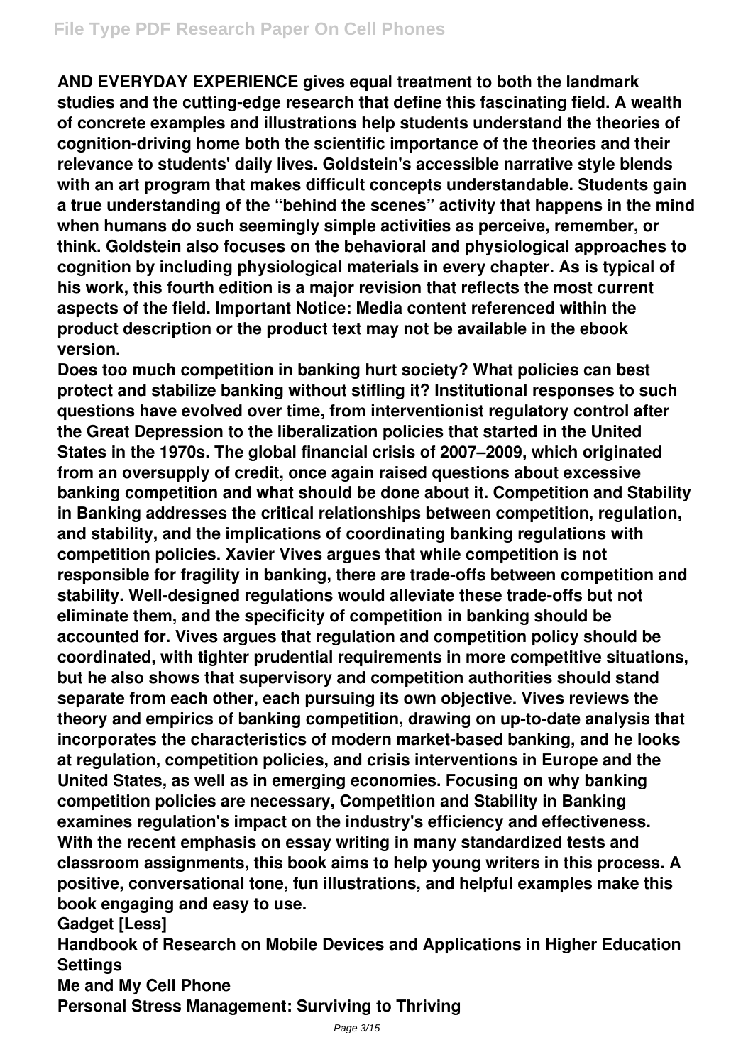**AND EVERYDAY EXPERIENCE gives equal treatment to both the landmark studies and the cutting-edge research that define this fascinating field. A wealth of concrete examples and illustrations help students understand the theories of cognition-driving home both the scientific importance of the theories and their relevance to students' daily lives. Goldstein's accessible narrative style blends with an art program that makes difficult concepts understandable. Students gain a true understanding of the "behind the scenes" activity that happens in the mind when humans do such seemingly simple activities as perceive, remember, or think. Goldstein also focuses on the behavioral and physiological approaches to cognition by including physiological materials in every chapter. As is typical of his work, this fourth edition is a major revision that reflects the most current aspects of the field. Important Notice: Media content referenced within the product description or the product text may not be available in the ebook version.**

**Does too much competition in banking hurt society? What policies can best protect and stabilize banking without stifling it? Institutional responses to such questions have evolved over time, from interventionist regulatory control after the Great Depression to the liberalization policies that started in the United States in the 1970s. The global financial crisis of 2007–2009, which originated from an oversupply of credit, once again raised questions about excessive banking competition and what should be done about it. Competition and Stability in Banking addresses the critical relationships between competition, regulation, and stability, and the implications of coordinating banking regulations with competition policies. Xavier Vives argues that while competition is not responsible for fragility in banking, there are trade-offs between competition and stability. Well-designed regulations would alleviate these trade-offs but not eliminate them, and the specificity of competition in banking should be accounted for. Vives argues that regulation and competition policy should be coordinated, with tighter prudential requirements in more competitive situations, but he also shows that supervisory and competition authorities should stand separate from each other, each pursuing its own objective. Vives reviews the theory and empirics of banking competition, drawing on up-to-date analysis that incorporates the characteristics of modern market-based banking, and he looks at regulation, competition policies, and crisis interventions in Europe and the United States, as well as in emerging economies. Focusing on why banking competition policies are necessary, Competition and Stability in Banking examines regulation's impact on the industry's efficiency and effectiveness.**

**With the recent emphasis on essay writing in many standardized tests and classroom assignments, this book aims to help young writers in this process. A positive, conversational tone, fun illustrations, and helpful examples make this book engaging and easy to use.**

**Gadget [Less]**

**Handbook of Research on Mobile Devices and Applications in Higher Education Settings**

**Me and My Cell Phone**

**Personal Stress Management: Surviving to Thriving**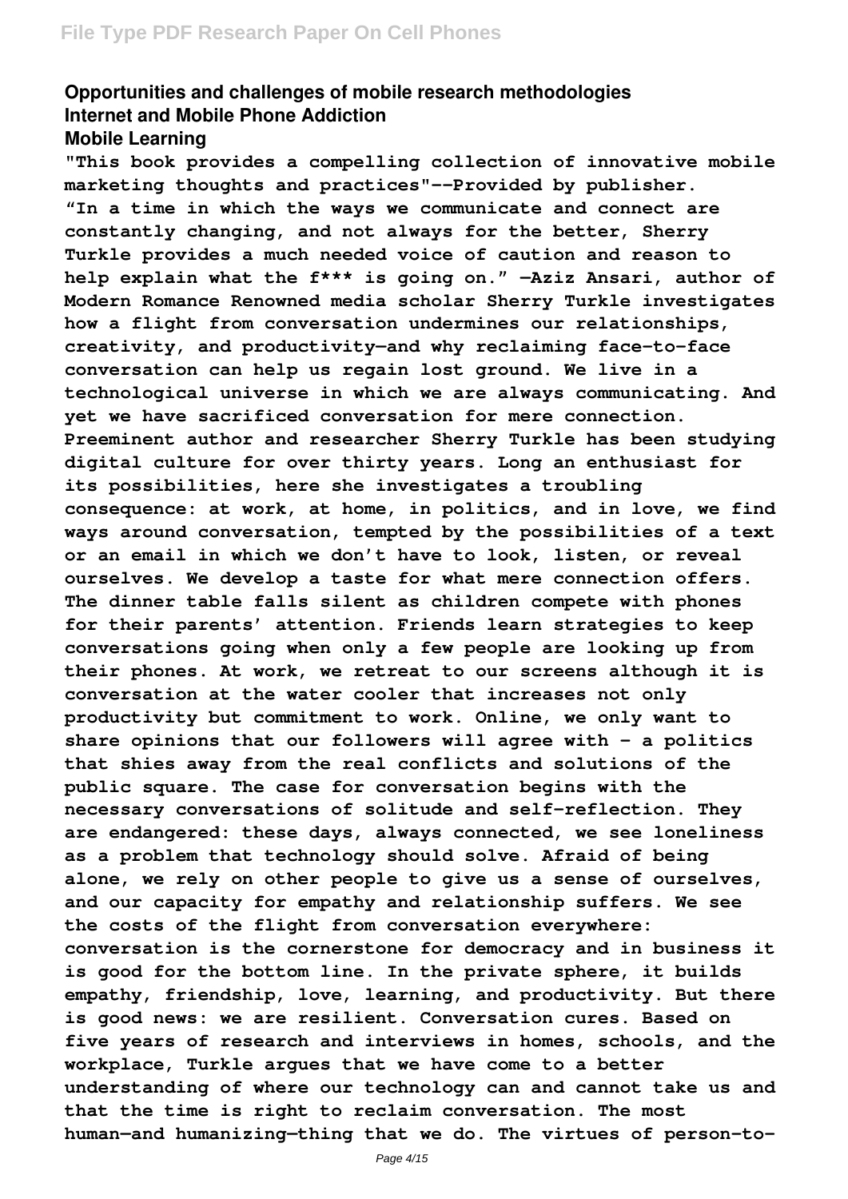**Opportunities and challenges of mobile research methodologies**
**Internet and Mobile Phone Addiction**
**Mobile Learning**

**"This book provides a compelling collection of innovative mobile marketing thoughts and practices"--Provided by publisher.**
**"In a time in which the ways we communicate and connect are constantly changing, and not always for the better, Sherry Turkle provides a much needed voice of caution and reason to help explain what the f*** is going on." —Aziz Ansari, author of Modern Romance Renowned media scholar Sherry Turkle investigates how a flight from conversation undermines our relationships, creativity, and productivity—and why reclaiming face-to-face conversation can help us regain lost ground. We live in a technological universe in which we are always communicating. And yet we have sacrificed conversation for mere connection. Preeminent author and researcher Sherry Turkle has been studying digital culture for over thirty years. Long an enthusiast for its possibilities, here she investigates a troubling consequence: at work, at home, in politics, and in love, we find ways around conversation, tempted by the possibilities of a text or an email in which we don't have to look, listen, or reveal ourselves. We develop a taste for what mere connection offers. The dinner table falls silent as children compete with phones for their parents' attention. Friends learn strategies to keep conversations going when only a few people are looking up from their phones. At work, we retreat to our screens although it is conversation at the water cooler that increases not only productivity but commitment to work. Online, we only want to share opinions that our followers will agree with – a politics that shies away from the real conflicts and solutions of the public square. The case for conversation begins with the necessary conversations of solitude and self-reflection. They are endangered: these days, always connected, we see loneliness as a problem that technology should solve. Afraid of being alone, we rely on other people to give us a sense of ourselves, and our capacity for empathy and relationship suffers. We see the costs of the flight from conversation everywhere: conversation is the cornerstone for democracy and in business it is good for the bottom line. In the private sphere, it builds empathy, friendship, love, learning, and productivity. But there is good news: we are resilient. Conversation cures. Based on five years of research and interviews in homes, schools, and the workplace, Turkle argues that we have come to a better understanding of where our technology can and cannot take us and that the time is right to reclaim conversation. The most human—and humanizing—thing that we do. The virtues of person-to-**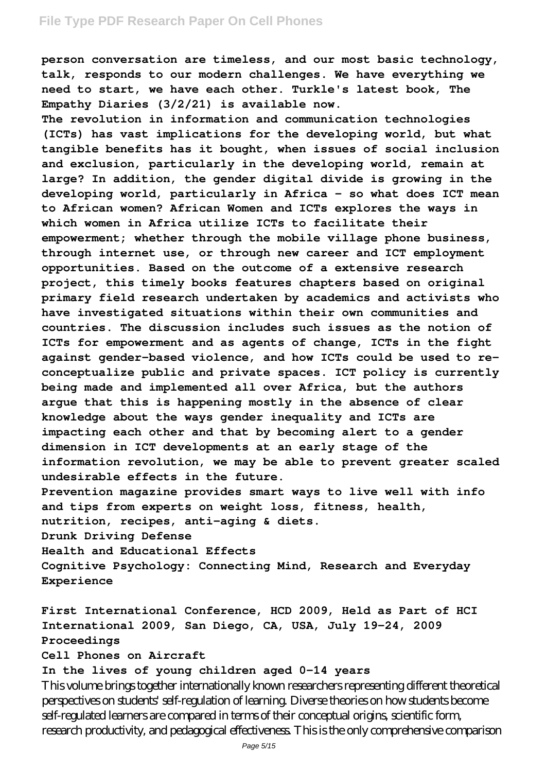person conversation are timeless, and our most basic technology, talk, responds to our modern challenges. We have everything we need to start, we have each other. Turkle's latest book, The Empathy Diaries (3/2/21) is available now.

The revolution in information and communication technologies (ICTs) has vast implications for the developing world, but what tangible benefits has it bought, when issues of social inclusion and exclusion, particularly in the developing world, remain at large? In addition, the gender digital divide is growing in the developing world, particularly in Africa - so what does ICT mean to African women? African Women and ICTs explores the ways in which women in Africa utilize ICTs to facilitate their empowerment; whether through the mobile village phone business, through internet use, or through new career and ICT employment opportunities. Based on the outcome of a extensive research project, this timely books features chapters based on original primary field research undertaken by academics and activists who have investigated situations within their own communities and countries. The discussion includes such issues as the notion of ICTs for empowerment and as agents of change, ICTs in the fight against gender-based violence, and how ICTs could be used to re-conceptualize public and private spaces. ICT policy is currently being made and implemented all over Africa, but the authors argue that this is happening mostly in the absence of clear knowledge about the ways gender inequality and ICTs are impacting each other and that by becoming alert to a gender dimension in ICT developments at an early stage of the information revolution, we may be able to prevent greater scaled undesirable effects in the future.

Prevention magazine provides smart ways to live well with info and tips from experts on weight loss, fitness, health, nutrition, recipes, anti-aging & diets.

Drunk Driving Defense

Health and Educational Effects

Cognitive Psychology: Connecting Mind, Research and Everyday Experience

First International Conference, HCD 2009, Held as Part of HCI International 2009, San Diego, CA, USA, July 19-24, 2009 Proceedings

Cell Phones on Aircraft

In the lives of young children aged 0-14 years

This volume brings together internationally known researchers representing different theoretical perspectives on students' self-regulation of learning. Diverse theories on how students become self-regulated learners are compared in terms of their conceptual origins, scientific form, research productivity, and pedagogical effectiveness. This is the only comprehensive comparison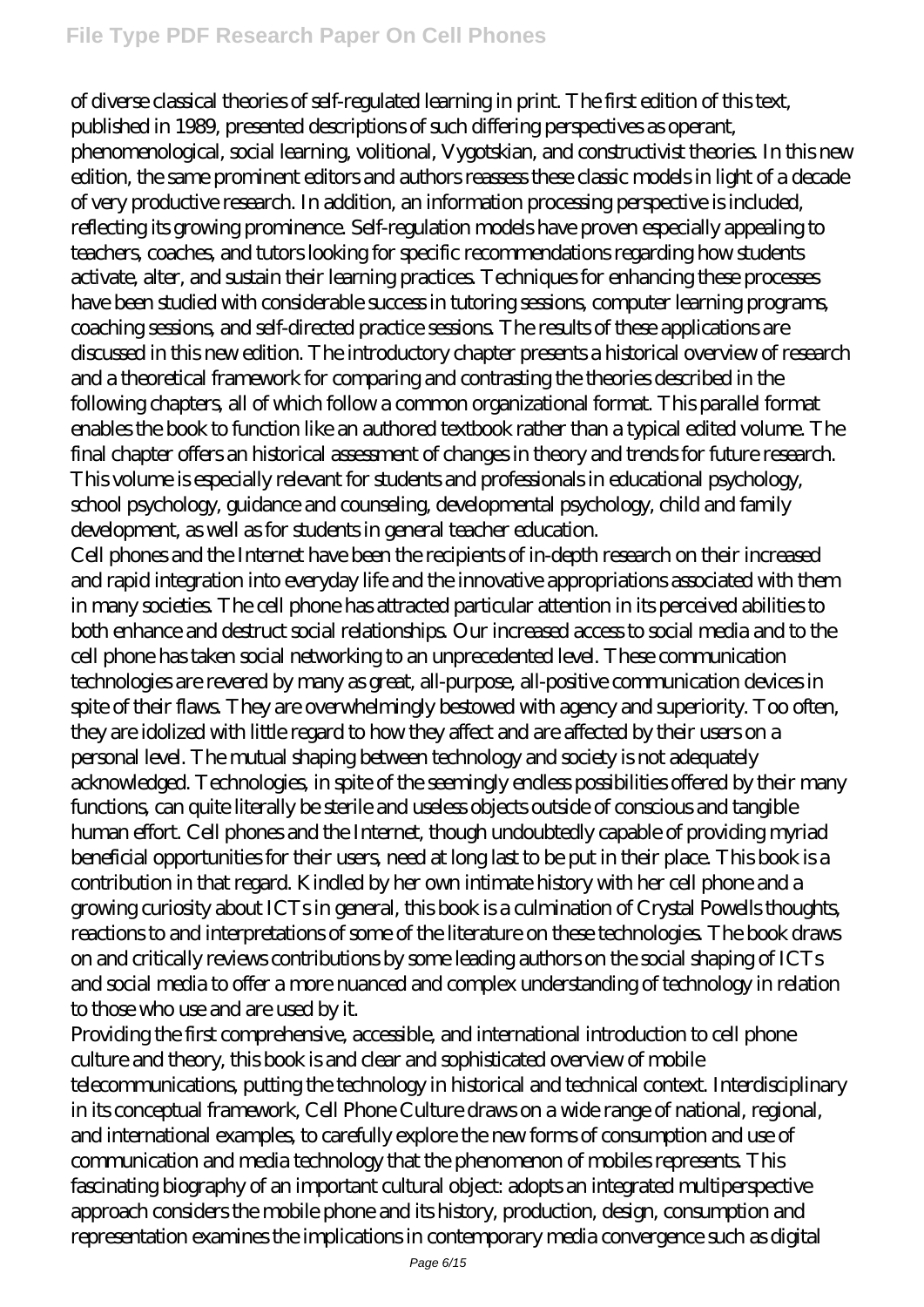of diverse classical theories of self-regulated learning in print. The first edition of this text, published in 1989, presented descriptions of such differing perspectives as operant, phenomenological, social learning, volitional, Vygotskian, and constructivist theories. In this new edition, the same prominent editors and authors reassess these classic models in light of a decade of very productive research. In addition, an information processing perspective is included, reflecting its growing prominence. Self-regulation models have proven especially appealing to teachers, coaches, and tutors looking for specific recommendations regarding how students activate, alter, and sustain their learning practices. Techniques for enhancing these processes have been studied with considerable success in tutoring sessions, computer learning programs, coaching sessions, and self-directed practice sessions. The results of these applications are discussed in this new edition. The introductory chapter presents a historical overview of research and a theoretical framework for comparing and contrasting the theories described in the following chapters, all of which follow a common organizational format. This parallel format enables the book to function like an authored textbook rather than a typical edited volume. The final chapter offers an historical assessment of changes in theory and trends for future research. This volume is especially relevant for students and professionals in educational psychology, school psychology, guidance and counseling, developmental psychology, child and family development, as well as for students in general teacher education.

Cell phones and the Internet have been the recipients of in-depth research on their increased and rapid integration into everyday life and the innovative appropriations associated with them in many societies. The cell phone has attracted particular attention in its perceived abilities to both enhance and destruct social relationships. Our increased access to social media and to the cell phone has taken social networking to an unprecedented level. These communication technologies are revered by many as great, all-purpose, all-positive communication devices in spite of their flaws. They are overwhelmingly bestowed with agency and superiority. Too often, they are idolized with little regard to how they affect and are affected by their users on a personal level. The mutual shaping between technology and society is not adequately acknowledged. Technologies, in spite of the seemingly endless possibilities offered by their many functions, can quite literally be sterile and useless objects outside of conscious and tangible human effort. Cell phones and the Internet, though undoubtedly capable of providing myriad beneficial opportunities for their users, need at long last to be put in their place. This book is a contribution in that regard. Kindled by her own intimate history with her cell phone and a growing curiosity about ICTs in general, this book is a culmination of Crystal Powells thoughts, reactions to and interpretations of some of the literature on these technologies. The book draws on and critically reviews contributions by some leading authors on the social shaping of ICTs and social media to offer a more nuanced and complex understanding of technology in relation to those who use and are used by it.

Providing the first comprehensive, accessible, and international introduction to cell phone culture and theory, this book is and clear and sophisticated overview of mobile telecommunications, putting the technology in historical and technical context. Interdisciplinary in its conceptual framework, Cell Phone Culture draws on a wide range of national, regional, and international examples, to carefully explore the new forms of consumption and use of communication and media technology that the phenomenon of mobiles represents. This fascinating biography of an important cultural object: adopts an integrated multiperspective approach considers the mobile phone and its history, production, design, consumption and representation examines the implications in contemporary media convergence such as digital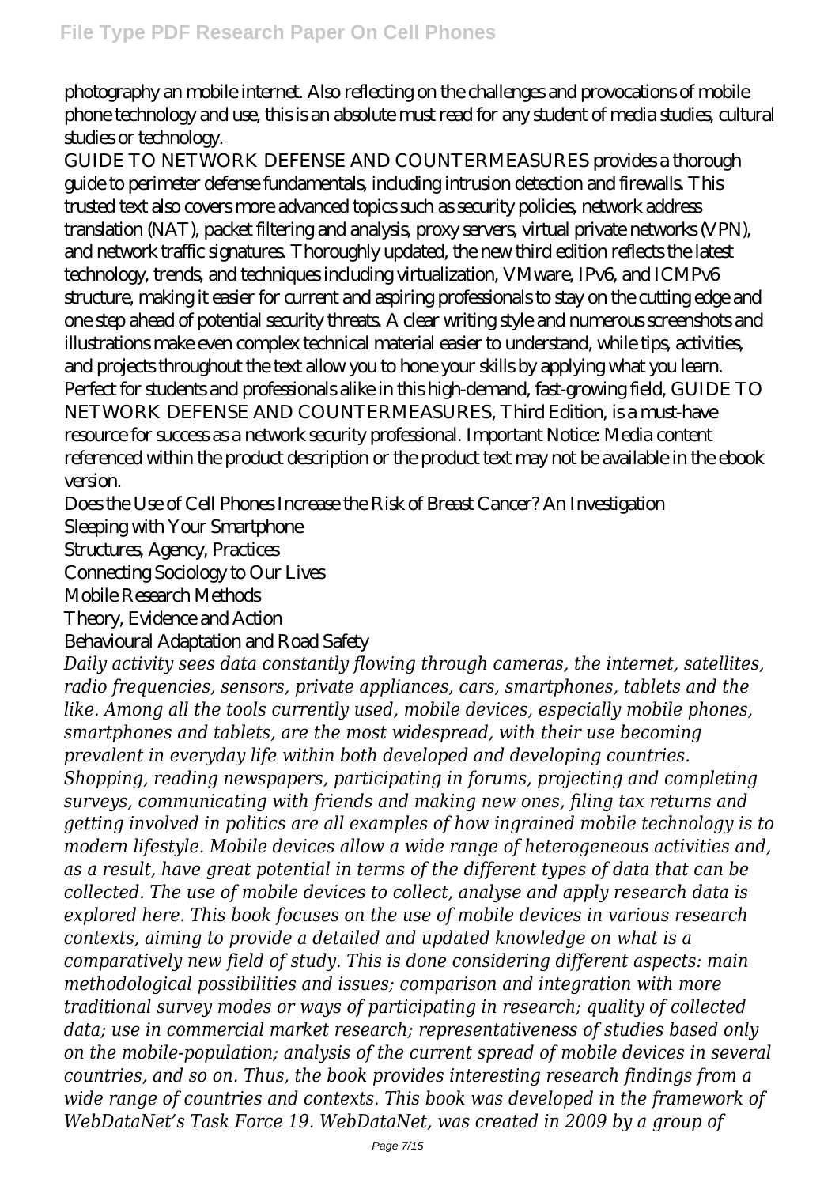photography an mobile internet. Also reflecting on the challenges and provocations of mobile phone technology and use, this is an absolute must read for any student of media studies, cultural studies or technology.

GUIDE TO NETWORK DEFENSE AND COUNTERMEASURES provides a thorough guide to perimeter defense fundamentals, including intrusion detection and firewalls. This trusted text also covers more advanced topics such as security policies, network address translation (NAT), packet filtering and analysis, proxy servers, virtual private networks (VPN), and network traffic signatures. Thoroughly updated, the new third edition reflects the latest technology, trends, and techniques including virtualization, VMware, IPv6, and ICMPv6 structure, making it easier for current and aspiring professionals to stay on the cutting edge and one step ahead of potential security threats. A clear writing style and numerous screenshots and illustrations make even complex technical material easier to understand, while tips, activities, and projects throughout the text allow you to hone your skills by applying what you learn. Perfect for students and professionals alike in this high-demand, fast-growing field, GUIDE TO NETWORK DEFENSE AND COUNTERMEASURES, Third Edition, is a must-have resource for success as a network security professional. Important Notice: Media content referenced within the product description or the product text may not be available in the ebook version.

Does the Use of Cell Phones Increase the Risk of Breast Cancer? An Investigation
Sleeping with Your Smartphone
Structures, Agency, Practices
Connecting Sociology to Our Lives
Mobile Research Methods
Theory, Evidence and Action
Behavioural Adaptation and Road Safety

*Daily activity sees data constantly flowing through cameras, the internet, satellites, radio frequencies, sensors, private appliances, cars, smartphones, tablets and the like. Among all the tools currently used, mobile devices, especially mobile phones, smartphones and tablets, are the most widespread, with their use becoming prevalent in everyday life within both developed and developing countries. Shopping, reading newspapers, participating in forums, projecting and completing surveys, communicating with friends and making new ones, filing tax returns and getting involved in politics are all examples of how ingrained mobile technology is to modern lifestyle. Mobile devices allow a wide range of heterogeneous activities and, as a result, have great potential in terms of the different types of data that can be collected. The use of mobile devices to collect, analyse and apply research data is explored here. This book focuses on the use of mobile devices in various research contexts, aiming to provide a detailed and updated knowledge on what is a comparatively new field of study. This is done considering different aspects: main methodological possibilities and issues; comparison and integration with more traditional survey modes or ways of participating in research; quality of collected data; use in commercial market research; representativeness of studies based only on the mobile-population; analysis of the current spread of mobile devices in several countries, and so on. Thus, the book provides interesting research findings from a wide range of countries and contexts. This book was developed in the framework of WebDataNet's Task Force 19. WebDataNet, was created in 2009 by a group of*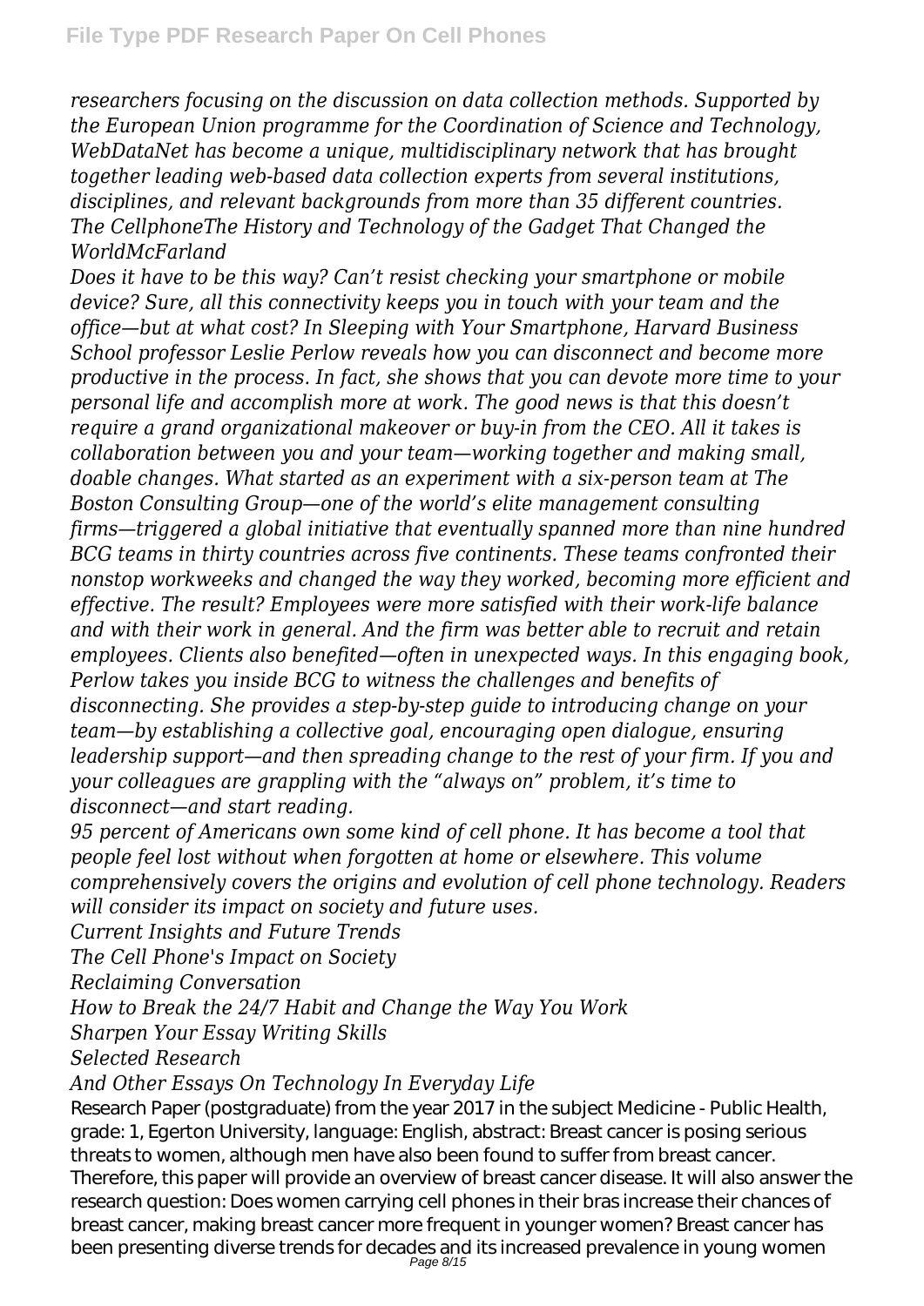*researchers focusing on the discussion on data collection methods. Supported by the European Union programme for the Coordination of Science and Technology, WebDataNet has become a unique, multidisciplinary network that has brought together leading web-based data collection experts from several institutions, disciplines, and relevant backgrounds from more than 35 different countries. The CellphoneThe History and Technology of the Gadget That Changed the WorldMcFarland*

*Does it have to be this way? Can't resist checking your smartphone or mobile device? Sure, all this connectivity keeps you in touch with your team and the office—but at what cost? In Sleeping with Your Smartphone, Harvard Business School professor Leslie Perlow reveals how you can disconnect and become more productive in the process. In fact, she shows that you can devote more time to your personal life and accomplish more at work. The good news is that this doesn't require a grand organizational makeover or buy-in from the CEO. All it takes is collaboration between you and your team—working together and making small, doable changes. What started as an experiment with a six-person team at The Boston Consulting Group—one of the world's elite management consulting firms—triggered a global initiative that eventually spanned more than nine hundred BCG teams in thirty countries across five continents. These teams confronted their nonstop workweeks and changed the way they worked, becoming more efficient and effective. The result? Employees were more satisfied with their work-life balance and with their work in general. And the firm was better able to recruit and retain employees. Clients also benefited—often in unexpected ways. In this engaging book, Perlow takes you inside BCG to witness the challenges and benefits of disconnecting. She provides a step-by-step guide to introducing change on your team—by establishing a collective goal, encouraging open dialogue, ensuring leadership support—and then spreading change to the rest of your firm. If you and your colleagues are grappling with the "always on" problem, it's time to disconnect—and start reading.*

*95 percent of Americans own some kind of cell phone. It has become a tool that people feel lost without when forgotten at home or elsewhere. This volume comprehensively covers the origins and evolution of cell phone technology. Readers will consider its impact on society and future uses.*

*Current Insights and Future Trends*

*The Cell Phone's Impact on Society*

*Reclaiming Conversation*

*How to Break the 24/7 Habit and Change the Way You Work*

*Sharpen Your Essay Writing Skills*

*Selected Research*

*And Other Essays On Technology In Everyday Life*

Research Paper (postgraduate) from the year 2017 in the subject Medicine - Public Health, grade: 1, Egerton University, language: English, abstract: Breast cancer is posing serious threats to women, although men have also been found to suffer from breast cancer. Therefore, this paper will provide an overview of breast cancer disease. It will also answer the research question: Does women carrying cell phones in their bras increase their chances of breast cancer, making breast cancer more frequent in younger women? Breast cancer has been presenting diverse trends for decades and its increased prevalence in young women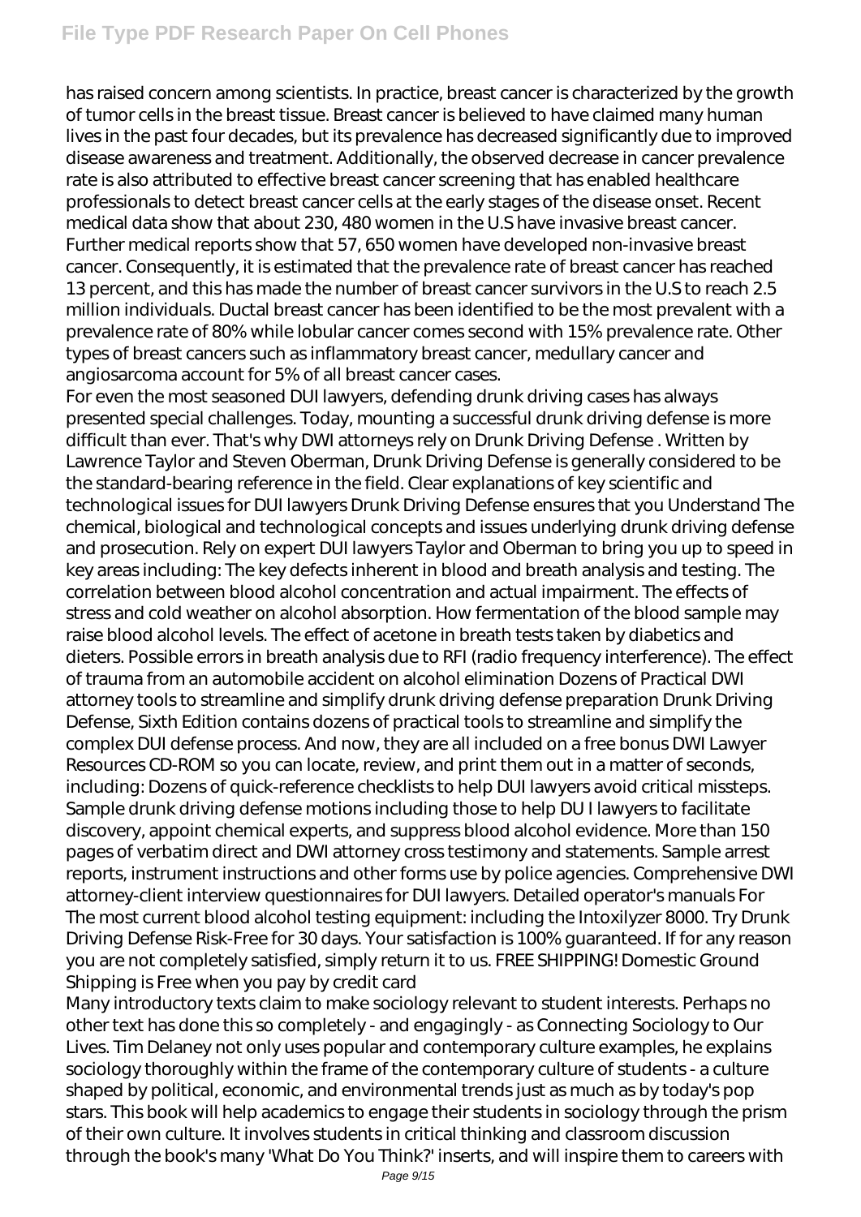has raised concern among scientists. In practice, breast cancer is characterized by the growth of tumor cells in the breast tissue. Breast cancer is believed to have claimed many human lives in the past four decades, but its prevalence has decreased significantly due to improved disease awareness and treatment. Additionally, the observed decrease in cancer prevalence rate is also attributed to effective breast cancer screening that has enabled healthcare professionals to detect breast cancer cells at the early stages of the disease onset. Recent medical data show that about 230, 480 women in the U.S have invasive breast cancer. Further medical reports show that 57, 650 women have developed non-invasive breast cancer. Consequently, it is estimated that the prevalence rate of breast cancer has reached 13 percent, and this has made the number of breast cancer survivors in the U.S to reach 2.5 million individuals. Ductal breast cancer has been identified to be the most prevalent with a prevalence rate of 80% while lobular cancer comes second with 15% prevalence rate. Other types of breast cancers such as inflammatory breast cancer, medullary cancer and angiosarcoma account for 5% of all breast cancer cases.

For even the most seasoned DUI lawyers, defending drunk driving cases has always presented special challenges. Today, mounting a successful drunk driving defense is more difficult than ever. That's why DWI attorneys rely on Drunk Driving Defense . Written by Lawrence Taylor and Steven Oberman, Drunk Driving Defense is generally considered to be the standard-bearing reference in the field. Clear explanations of key scientific and technological issues for DUI lawyers Drunk Driving Defense ensures that you Understand The chemical, biological and technological concepts and issues underlying drunk driving defense and prosecution. Rely on expert DUI lawyers Taylor and Oberman to bring you up to speed in key areas including: The key defects inherent in blood and breath analysis and testing. The correlation between blood alcohol concentration and actual impairment. The effects of stress and cold weather on alcohol absorption. How fermentation of the blood sample may raise blood alcohol levels. The effect of acetone in breath tests taken by diabetics and dieters. Possible errors in breath analysis due to RFI (radio frequency interference). The effect of trauma from an automobile accident on alcohol elimination Dozens of Practical DWI attorney tools to streamline and simplify drunk driving defense preparation Drunk Driving Defense, Sixth Edition contains dozens of practical tools to streamline and simplify the complex DUI defense process. And now, they are all included on a free bonus DWI Lawyer Resources CD-ROM so you can locate, review, and print them out in a matter of seconds, including: Dozens of quick-reference checklists to help DUI lawyers avoid critical missteps. Sample drunk driving defense motions including those to help DU I lawyers to facilitate discovery, appoint chemical experts, and suppress blood alcohol evidence. More than 150 pages of verbatim direct and DWI attorney cross testimony and statements. Sample arrest reports, instrument instructions and other forms use by police agencies. Comprehensive DWI attorney-client interview questionnaires for DUI lawyers. Detailed operator's manuals For The most current blood alcohol testing equipment: including the Intoxilyzer 8000. Try Drunk Driving Defense Risk-Free for 30 days. Your satisfaction is 100% guaranteed. If for any reason you are not completely satisfied, simply return it to us. FREE SHIPPING! Domestic Ground Shipping is Free when you pay by credit card

Many introductory texts claim to make sociology relevant to student interests. Perhaps no other text has done this so completely - and engagingly - as Connecting Sociology to Our Lives. Tim Delaney not only uses popular and contemporary culture examples, he explains sociology thoroughly within the frame of the contemporary culture of students - a culture shaped by political, economic, and environmental trends just as much as by today's pop stars. This book will help academics to engage their students in sociology through the prism of their own culture. It involves students in critical thinking and classroom discussion through the book's many 'What Do You Think?' inserts, and will inspire them to careers with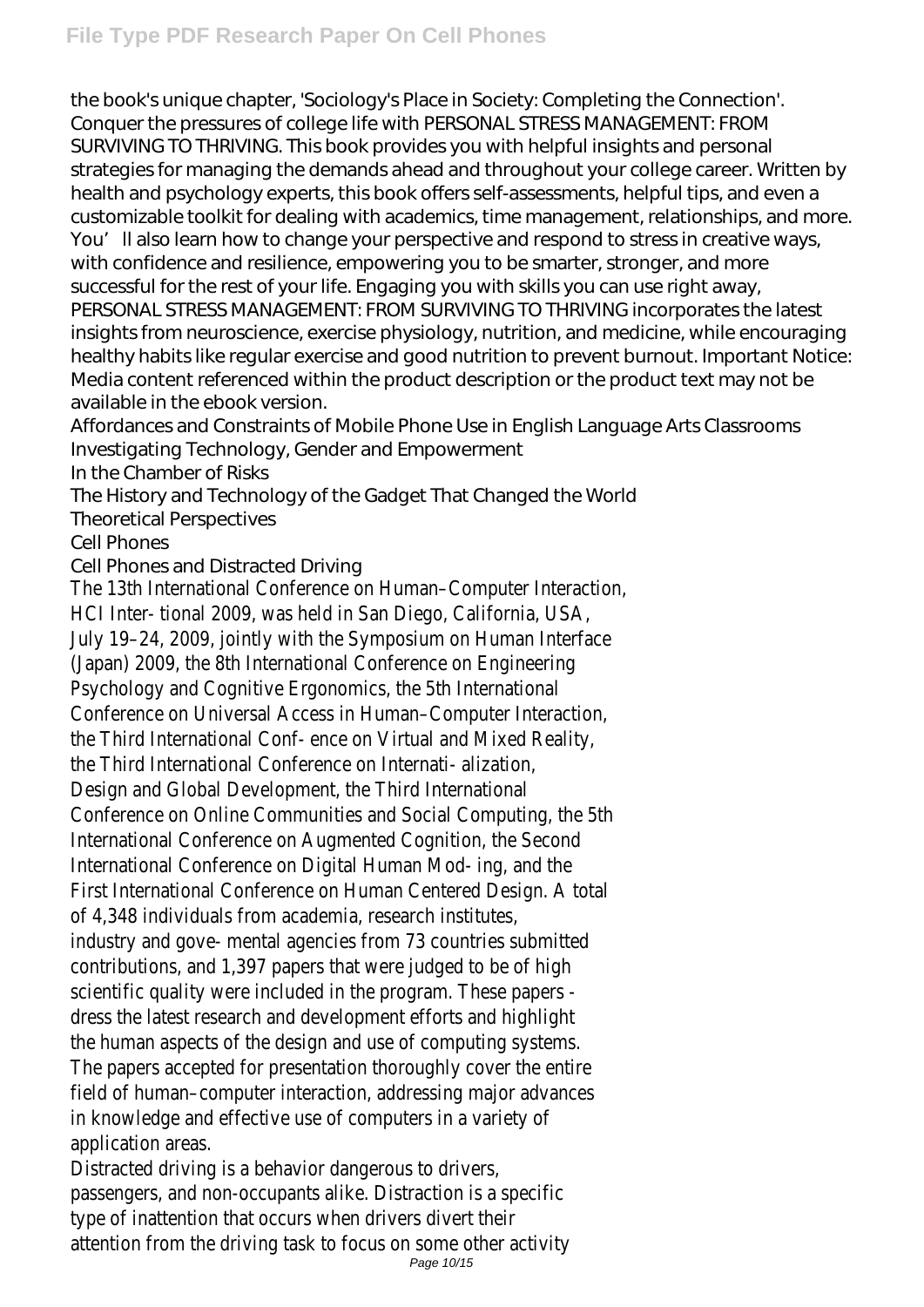the book's unique chapter, 'Sociology's Place in Society: Completing the Connection'. Conquer the pressures of college life with PERSONAL STRESS MANAGEMENT: FROM SURVIVING TO THRIVING. This book provides you with helpful insights and personal strategies for managing the demands ahead and throughout your college career. Written by health and psychology experts, this book offers self-assessments, helpful tips, and even a customizable toolkit for dealing with academics, time management, relationships, and more. You'll also learn how to change your perspective and respond to stress in creative ways, with confidence and resilience, empowering you to be smarter, stronger, and more successful for the rest of your life. Engaging you with skills you can use right away, PERSONAL STRESS MANAGEMENT: FROM SURVIVING TO THRIVING incorporates the latest insights from neuroscience, exercise physiology, nutrition, and medicine, while encouraging healthy habits like regular exercise and good nutrition to prevent burnout. Important Notice: Media content referenced within the product description or the product text may not be available in the ebook version.

Affordances and Constraints of Mobile Phone Use in English Language Arts Classrooms

Investigating Technology, Gender and Empowerment

In the Chamber of Risks

The History and Technology of the Gadget That Changed the World

Theoretical Perspectives

Cell Phones

Cell Phones and Distracted Driving

The 13th International Conference on Human–Computer Interaction, HCI Inter- tional 2009, was held in San Diego, California, USA, July 19–24, 2009, jointly with the Symposium on Human Interface (Japan) 2009, the 8th International Conference on Engineering Psychology and Cognitive Ergonomics, the 5th International Conference on Universal Access in Human–Computer Interaction, the Third International Conf- ence on Virtual and Mixed Reality, the Third International Conference on Internati- alization, Design and Global Development, the Third International Conference on Online Communities and Social Computing, the 5th International Conference on Augmented Cognition, the Second International Conference on Digital Human Mod- ing, and the First International Conference on Human Centered Design. A total of 4,348 individuals from academia, research institutes, industry and gove- mental agencies from 73 countries submitted contributions, and 1,397 papers that were judged to be of high scientific quality were included in the program. These papers - dress the latest research and development efforts and highlight the human aspects of the design and use of computing systems. The papers accepted for presentation thoroughly cover the entire field of human–computer interaction, addressing major advances in knowledge and effective use of computers in a variety of application areas.

Distracted driving is a behavior dangerous to drivers, passengers, and non-occupants alike. Distraction is a specific type of inattention that occurs when drivers divert their attention from the driving task to focus on some other activity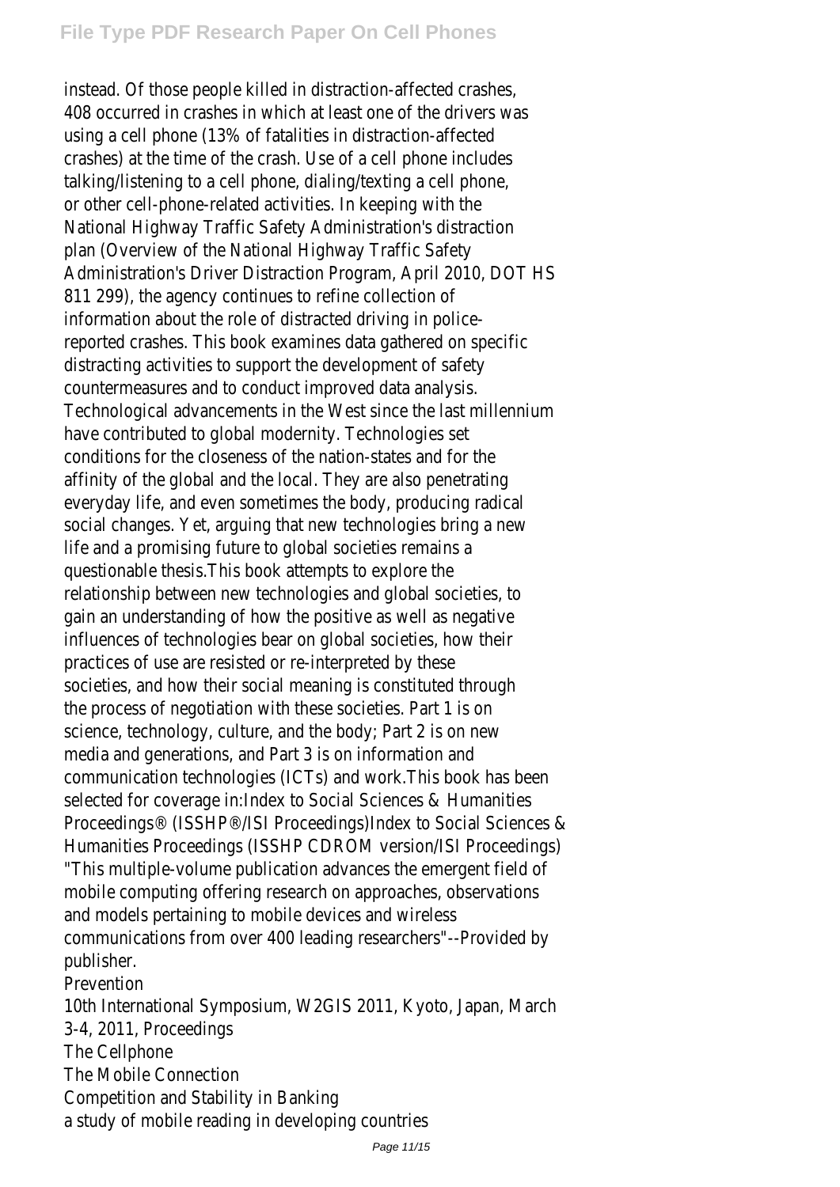instead. Of those people killed in distraction-affected crashes, 408 occurred in crashes in which at least one of the drivers was using a cell phone (13% of fatalities in distraction-affected crashes) at the time of the crash. Use of a cell phone includes talking/listening to a cell phone, dialing/texting a cell phone, or other cell-phone-related activities. In keeping with the National Highway Traffic Safety Administration's distraction plan (Overview of the National Highway Traffic Safety Administration's Driver Distraction Program, April 2010, DOT HS 811 299), the agency continues to refine collection of information about the role of distracted driving in police-reported crashes. This book examines data gathered on specific distracting activities to support the development of safety countermeasures and to conduct improved data analysis. Technological advancements in the West since the last millennium have contributed to global modernity. Technologies set conditions for the closeness of the nation-states and for the affinity of the global and the local. They are also penetrating everyday life, and even sometimes the body, producing radical social changes. Yet, arguing that new technologies bring a new life and a promising future to global societies remains a questionable thesis.This book attempts to explore the relationship between new technologies and global societies, to gain an understanding of how the positive as well as negative influences of technologies bear on global societies, how their practices of use are resisted or re-interpreted by these societies, and how their social meaning is constituted through the process of negotiation with these societies. Part 1 is on science, technology, culture, and the body; Part 2 is on new media and generations, and Part 3 is on information and communication technologies (ICTs) and work.This book has been selected for coverage in:Index to Social Sciences & Humanities Proceedings® (ISSHP®/ISI Proceedings)Index to Social Sciences & Humanities Proceedings (ISSHP CDROM version/ISI Proceedings) "This multiple-volume publication advances the emergent field of mobile computing offering research on approaches, observations and models pertaining to mobile devices and wireless communications from over 400 leading researchers"--Provided by publisher.

Prevention

10th International Symposium, W2GIS 2011, Kyoto, Japan, March 3-4, 2011, Proceedings

The Cellphone

The Mobile Connection

Competition and Stability in Banking

a study of mobile reading in developing countries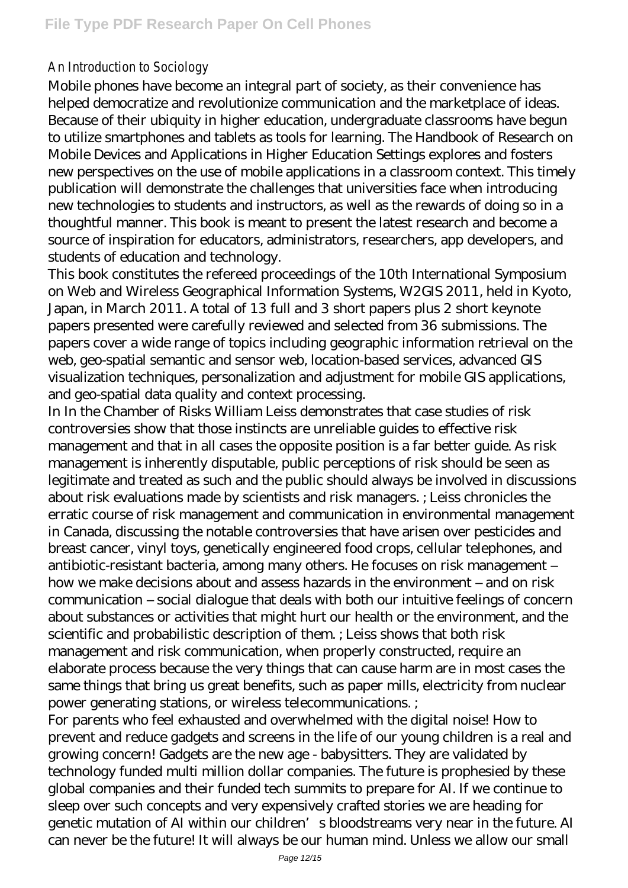An Introduction to Sociology

Mobile phones have become an integral part of society, as their convenience has helped democratize and revolutionize communication and the marketplace of ideas. Because of their ubiquity in higher education, undergraduate classrooms have begun to utilize smartphones and tablets as tools for learning. The Handbook of Research on Mobile Devices and Applications in Higher Education Settings explores and fosters new perspectives on the use of mobile applications in a classroom context. This timely publication will demonstrate the challenges that universities face when introducing new technologies to students and instructors, as well as the rewards of doing so in a thoughtful manner. This book is meant to present the latest research and become a source of inspiration for educators, administrators, researchers, app developers, and students of education and technology.

This book constitutes the refereed proceedings of the 10th International Symposium on Web and Wireless Geographical Information Systems, W2GIS 2011, held in Kyoto, Japan, in March 2011. A total of 13 full and 3 short papers plus 2 short keynote papers presented were carefully reviewed and selected from 36 submissions. The papers cover a wide range of topics including geographic information retrieval on the web, geo-spatial semantic and sensor web, location-based services, advanced GIS visualization techniques, personalization and adjustment for mobile GIS applications, and geo-spatial data quality and context processing.

In In the Chamber of Risks William Leiss demonstrates that case studies of risk controversies show that those instincts are unreliable guides to effective risk management and that in all cases the opposite position is a far better guide. As risk management is inherently disputable, public perceptions of risk should be seen as legitimate and treated as such and the public should always be involved in discussions about risk evaluations made by scientists and risk managers. ; Leiss chronicles the erratic course of risk management and communication in environmental management in Canada, discussing the notable controversies that have arisen over pesticides and breast cancer, vinyl toys, genetically engineered food crops, cellular telephones, and antibiotic-resistant bacteria, among many others. He focuses on risk management – how we make decisions about and assess hazards in the environment – and on risk communication – social dialogue that deals with both our intuitive feelings of concern about substances or activities that might hurt our health or the environment, and the scientific and probabilistic description of them. ; Leiss shows that both risk management and risk communication, when properly constructed, require an elaborate process because the very things that can cause harm are in most cases the same things that bring us great benefits, such as paper mills, electricity from nuclear power generating stations, or wireless telecommunications. ;

For parents who feel exhausted and overwhelmed with the digital noise! How to prevent and reduce gadgets and screens in the life of our young children is a real and growing concern! Gadgets are the new age - babysitters. They are validated by technology funded multi million dollar companies. The future is prophesied by these global companies and their funded tech summits to prepare for AI. If we continue to sleep over such concepts and very expensively crafted stories we are heading for genetic mutation of AI within our children's bloodstreams very near in the future. AI can never be the future! It will always be our human mind. Unless we allow our small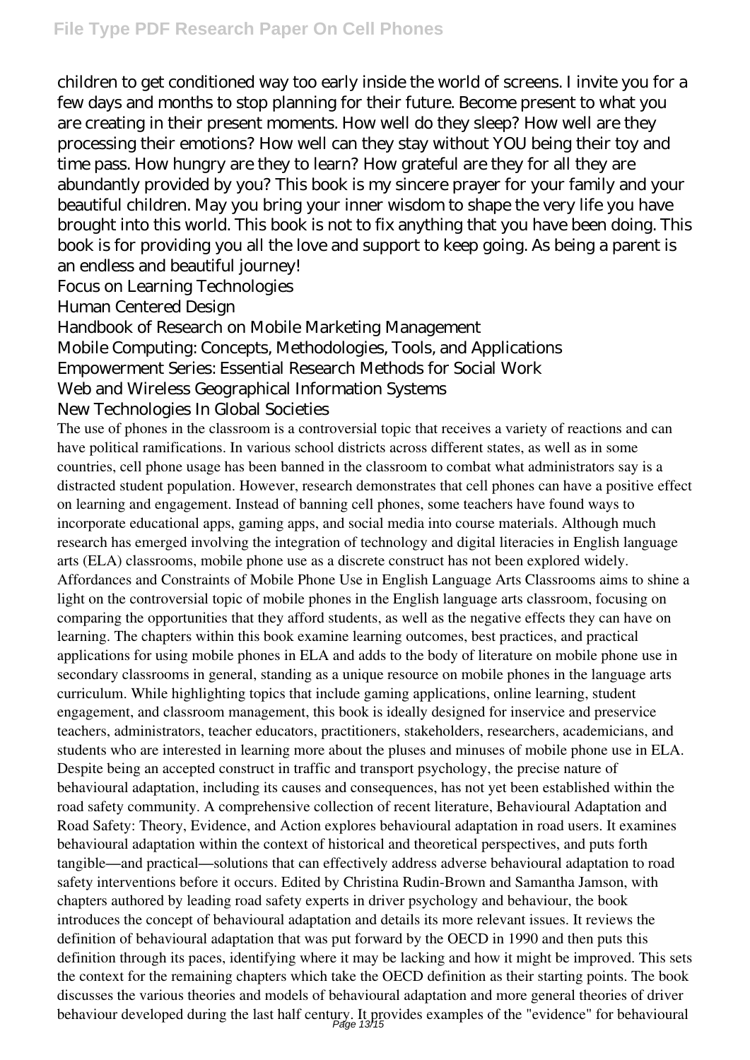children to get conditioned way too early inside the world of screens. I invite you for a few days and months to stop planning for their future. Become present to what you are creating in their present moments. How well do they sleep? How well are they processing their emotions? How well can they stay without YOU being their toy and time pass. How hungry are they to learn? How grateful are they for all they are abundantly provided by you? This book is my sincere prayer for your family and your beautiful children. May you bring your inner wisdom to shape the very life you have brought into this world. This book is not to fix anything that you have been doing. This book is for providing you all the love and support to keep going. As being a parent is an endless and beautiful journey!

Focus on Learning Technologies

Human Centered Design

Handbook of Research on Mobile Marketing Management

Mobile Computing: Concepts, Methodologies, Tools, and Applications

Empowerment Series: Essential Research Methods for Social Work

Web and Wireless Geographical Information Systems

New Technologies In Global Societies

The use of phones in the classroom is a controversial topic that receives a variety of reactions and can have political ramifications. In various school districts across different states, as well as in some countries, cell phone usage has been banned in the classroom to combat what administrators say is a distracted student population. However, research demonstrates that cell phones can have a positive effect on learning and engagement. Instead of banning cell phones, some teachers have found ways to incorporate educational apps, gaming apps, and social media into course materials. Although much research has emerged involving the integration of technology and digital literacies in English language arts (ELA) classrooms, mobile phone use as a discrete construct has not been explored widely. Affordances and Constraints of Mobile Phone Use in English Language Arts Classrooms aims to shine a light on the controversial topic of mobile phones in the English language arts classroom, focusing on comparing the opportunities that they afford students, as well as the negative effects they can have on learning. The chapters within this book examine learning outcomes, best practices, and practical applications for using mobile phones in ELA and adds to the body of literature on mobile phone use in secondary classrooms in general, standing as a unique resource on mobile phones in the language arts curriculum. While highlighting topics that include gaming applications, online learning, student engagement, and classroom management, this book is ideally designed for inservice and preservice teachers, administrators, teacher educators, practitioners, stakeholders, researchers, academicians, and students who are interested in learning more about the pluses and minuses of mobile phone use in ELA.

Despite being an accepted construct in traffic and transport psychology, the precise nature of behavioural adaptation, including its causes and consequences, has not yet been established within the road safety community. A comprehensive collection of recent literature, Behavioural Adaptation and Road Safety: Theory, Evidence, and Action explores behavioural adaptation in road users. It examines behavioural adaptation within the context of historical and theoretical perspectives, and puts forth tangible—and practical—solutions that can effectively address adverse behavioural adaptation to road safety interventions before it occurs. Edited by Christina Rudin-Brown and Samantha Jamson, with chapters authored by leading road safety experts in driver psychology and behaviour, the book introduces the concept of behavioural adaptation and details its more relevant issues. It reviews the definition of behavioural adaptation that was put forward by the OECD in 1990 and then puts this definition through its paces, identifying where it may be lacking and how it might be improved. This sets the context for the remaining chapters which take the OECD definition as their starting points. The book discusses the various theories and models of behavioural adaptation and more general theories of driver behaviour developed during the last half century. It provides examples of the "evidence" for behavioural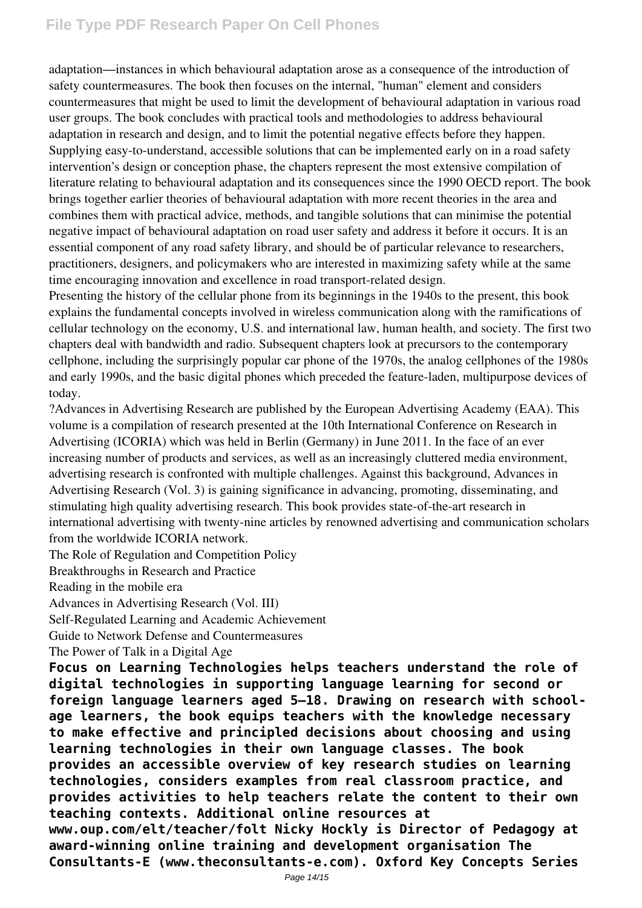adaptation—instances in which behavioural adaptation arose as a consequence of the introduction of safety countermeasures. The book then focuses on the internal, "human" element and considers countermeasures that might be used to limit the development of behavioural adaptation in various road user groups. The book concludes with practical tools and methodologies to address behavioural adaptation in research and design, and to limit the potential negative effects before they happen. Supplying easy-to-understand, accessible solutions that can be implemented early on in a road safety intervention's design or conception phase, the chapters represent the most extensive compilation of literature relating to behavioural adaptation and its consequences since the 1990 OECD report. The book brings together earlier theories of behavioural adaptation with more recent theories in the area and combines them with practical advice, methods, and tangible solutions that can minimise the potential negative impact of behavioural adaptation on road user safety and address it before it occurs. It is an essential component of any road safety library, and should be of particular relevance to researchers, practitioners, designers, and policymakers who are interested in maximizing safety while at the same time encouraging innovation and excellence in road transport-related design.

Presenting the history of the cellular phone from its beginnings in the 1940s to the present, this book explains the fundamental concepts involved in wireless communication along with the ramifications of cellular technology on the economy, U.S. and international law, human health, and society. The first two chapters deal with bandwidth and radio. Subsequent chapters look at precursors to the contemporary cellphone, including the surprisingly popular car phone of the 1970s, the analog cellphones of the 1980s and early 1990s, and the basic digital phones which preceded the feature-laden, multipurpose devices of today.

?Advances in Advertising Research are published by the European Advertising Academy (EAA). This volume is a compilation of research presented at the 10th International Conference on Research in Advertising (ICORIA) which was held in Berlin (Germany) in June 2011. In the face of an ever increasing number of products and services, as well as an increasingly cluttered media environment, advertising research is confronted with multiple challenges. Against this background, Advances in Advertising Research (Vol. 3) is gaining significance in advancing, promoting, disseminating, and stimulating high quality advertising research. This book provides state-of-the-art research in international advertising with twenty-nine articles by renowned advertising and communication scholars from the worldwide ICORIA network.

The Role of Regulation and Competition Policy

Breakthroughs in Research and Practice

Reading in the mobile era

Advances in Advertising Research (Vol. III)

Self-Regulated Learning and Academic Achievement

Guide to Network Defense and Countermeasures

The Power of Talk in a Digital Age

**Focus on Learning Technologies helps teachers understand the role of digital technologies in supporting language learning for second or foreign language learners aged 5–18. Drawing on research with school-age learners, the book equips teachers with the knowledge necessary to make effective and principled decisions about choosing and using learning technologies in their own language classes. The book provides an accessible overview of key research studies on learning technologies, considers examples from real classroom practice, and provides activities to help teachers relate the content to their own teaching contexts. Additional online resources at www.oup.com/elt/teacher/folt Nicky Hockly is Director of Pedagogy at award-winning online training and development organisation The Consultants-E (www.theconsultants-e.com). Oxford Key Concepts Series**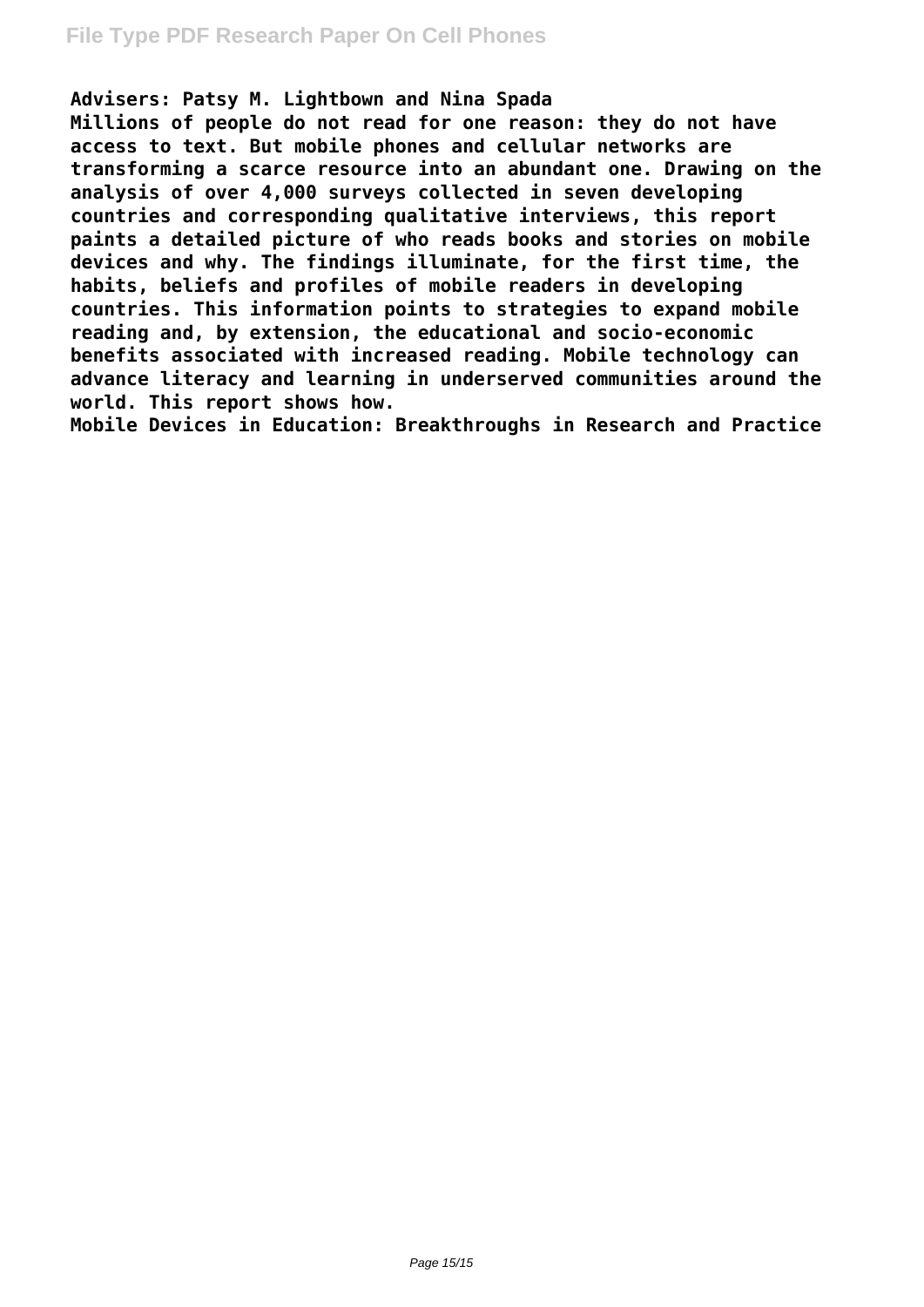**Advisers: Patsy M. Lightbown and Nina Spada**

**Millions of people do not read for one reason: they do not have access to text. But mobile phones and cellular networks are transforming a scarce resource into an abundant one. Drawing on the analysis of over 4,000 surveys collected in seven developing countries and corresponding qualitative interviews, this report paints a detailed picture of who reads books and stories on mobile devices and why. The findings illuminate, for the first time, the habits, beliefs and profiles of mobile readers in developing countries. This information points to strategies to expand mobile reading and, by extension, the educational and socio-economic benefits associated with increased reading. Mobile technology can advance literacy and learning in underserved communities around the world. This report shows how.**

**Mobile Devices in Education: Breakthroughs in Research and Practice**